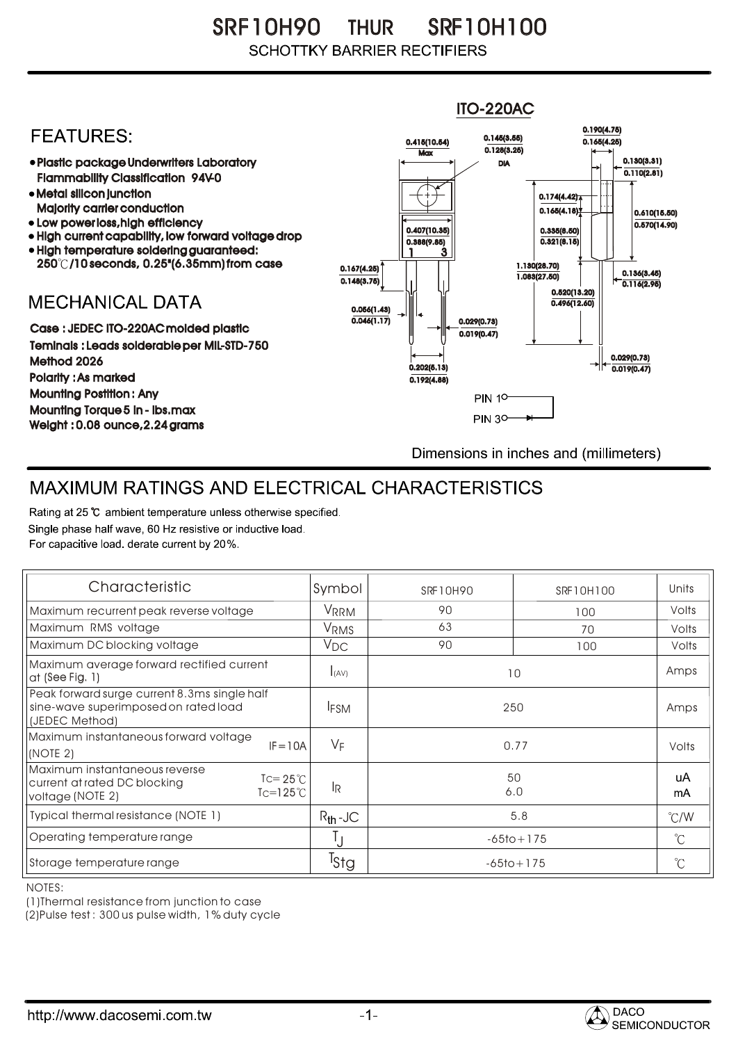# SRF10H90 THUR SRF10H100

SCHOTTKY BARRIER RECTIFIERS

## FEATURES:

- Plastic package Underwriters Laboratory Flammability Classification 94V-0
- Metal silicon junction Majority carrier conduction
- Low power loss, high efficiency
- High current capability, low forward voltage drop
- High temperature soldering guaranteed: 250℃/10 seconds, 0.25"(6.35mm) from case

## MECHANICAL DATA

Case : JEDEC ITO-220AC molded plastic
Teminals : Leads solderable per MIL-STD-750 Method 2026
Polarity : As marked
Mounting Postition : Any
Mounting Torque 5 in - lbs.max
Weight : 0.08 ounce, 2.24 grams

ITO-220AC

0.415(10.54) Max
0.145(3.55) 0.128(3.25) DIA
0.190(4.75) 0.165(4.25)
0.130(3.31) 0.110(2.81)
0.174(4.42) 0.165(4.18)
0.610(15.50) 0.570(14.90)
0.407(10.35) 0.388(9.85)
0.335(8.50) 0.321(8.15)
1 3
0.167(4.25) 0.148(3.75)
1.130(28.70) 1.083(27.50)
0.136(3.45) 0.116(2.95)
0.520(13.20) 0.495(12.50)
0.056(1.43) 0.046(1.17)
0.029(0.73) 0.019(0.47)
0.029(0.73) 0.019(0.47)
0.202(5.13) 0.192(4.88)

PIN 1
PIN 3

Dimensions in inches and (millimeters)

## MAXIMUM RATINGS AND ELECTRICAL CHARACTERISTICS

Rating at 25 ℃ ambient temperature unless otherwise specified.
Single phase half wave, 60 Hz resistive or inductive load.
For capacitive load. derate current by 20%.

| Characteristic | Symbol | SRF10H90 | SRF10H100 | Units |
|---|---|---|---|---|
| Maximum recurrent peak reverse voltage | $V_{RRM}$ | 90 | 100 | Volts |
| Maximum RMS voltage | $V_{RMS}$ | 63 | 70 | Volts |
| Maximum DC blocking voltage | $V_{DC}$ | 90 | 100 | Volts |
| Maximum average forward rectified current at (See Fig. 1) | $I_{(AV)}$ | 10 | | Amps |
| Peak forward surge current 8.3ms single half sine-wave superimposed on rated load (JEDEC Method) | $I_{FSM}$ | 250 | | Amps |
| Maximum instantaneous forward voltage (NOTE 2) IF=10A | $V_F$ | 0.77 | | Volts |
| Maximum instantaneous reverse current at rated DC blocking voltage (NOTE 2) $T_C$=25℃ / $T_C$=125℃ | $I_R$ | 50 / 6.0 | | uA / mA |
| Typical thermal resistance (NOTE 1) | $R_{th}$-JC | 5.8 | | ℃/W |
| Operating temperature range | $T_J$ | -65to+175 | | ℃ |
| Storage temperature range | $T_{Stg}$ | -65to+175 | | ℃ |

NOTES:
(1)Thermal resistance from junction to case
(2)Pulse test : 300 us pulse width, 1% duty cycle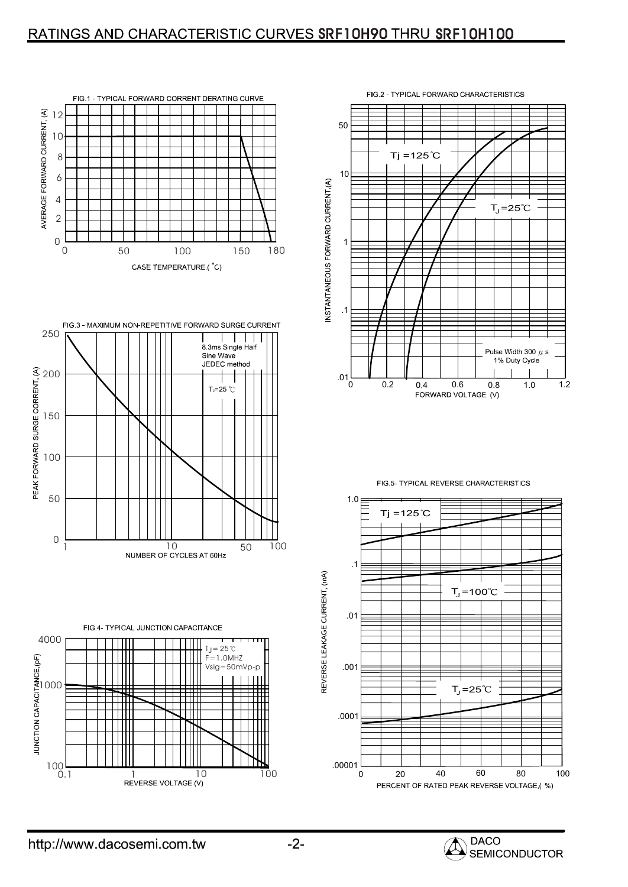# RATINGS AND CHARACTERISTIC CURVES SRF10H90 THRU SRF10H100

FIG.1 - TYPICAL FORWARD CORRENT DERATING CURVE

AVERAGE FORWARD CURRENT, (A)

12
10
8
6
4
2
0

0 50 100 150 180

CASE TEMPERATURE.( °C)

FIG.2 - TYPICAL FORWARD CHARACTERISTICS

INSTANTANEOUS FORWARD CURRENT.(A)

50
10
1
.1
.01

Tj =125°C

$T_J$=25°C

Pulse Width 300 μ s
1% Duty Cycle

0 0.2 0.4 0.6 0.8 1.0 1.2

FORWARD VOLTAGE. (V)

FIG.3 - MAXIMUM NON-REPETITIVE FORWARD SURGE CURRENT

PEAK FORWARD SURGE CORRENT, (A)

250
200
150
100
50
0

8.3ms Single Half
Sine Wave
JEDEC method

$T_J$=25 °C

1 10 50 100

NUMBER OF CYCLES AT 60Hz

FIG.4- TYPICAL JUNCTION CAPACITANCE

JUNCTION CAPACITANCE,(pF)

4000
1000
100

$T_J$= 25 °C
F=1.0MHZ
Vsig=50mVp-p

0.1 1 10 100

REVERSE VOLTAGE.(V)

FIG.5- TYPICAL REVERSE CHARACTERISTICS

REVERSE LEAKAGE CURRENT, (mA)

1.0
.1
.01
.001
.0001
.00001

Tj =125°C

$T_J$=100°C

$T_J$=25°C

0 20 40 60 80 100

PERCENT OF RATED PEAK REVERSE VOLTAGE,( %)

http://www.dacosemi.com.tw

DACO SEMICONDUCTOR